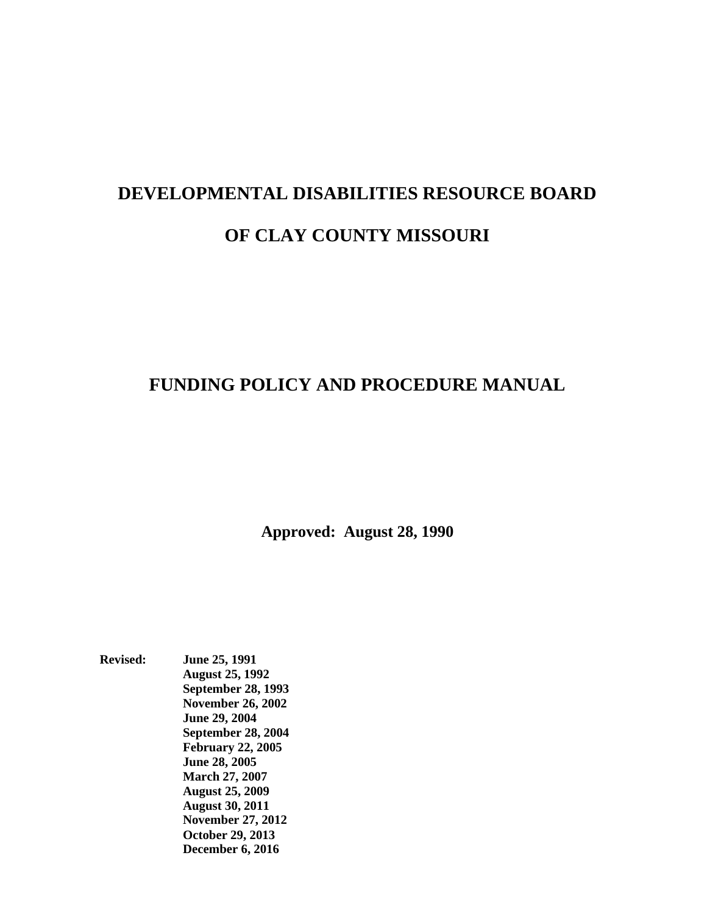# DEVELOPMENTAL DISABILITIES RESOURCE BOARD

# OF CLAY COUNTY MISSOURI

## FUNDING POLICY AND PROCEDURE MANUAL

**Approved: August 28, 1990**

**Revised:**
**June 25, 1991**
**August 25, 1992**
**September 28, 1993**
**November 26, 2002**
**June 29, 2004**
**September 28, 2004**
**February 22, 2005**
**June 28, 2005**
**March 27, 2007**
**August 25, 2009**
**August 30, 2011**
**November 27, 2012**
**October 29, 2013**
**December 6, 2016**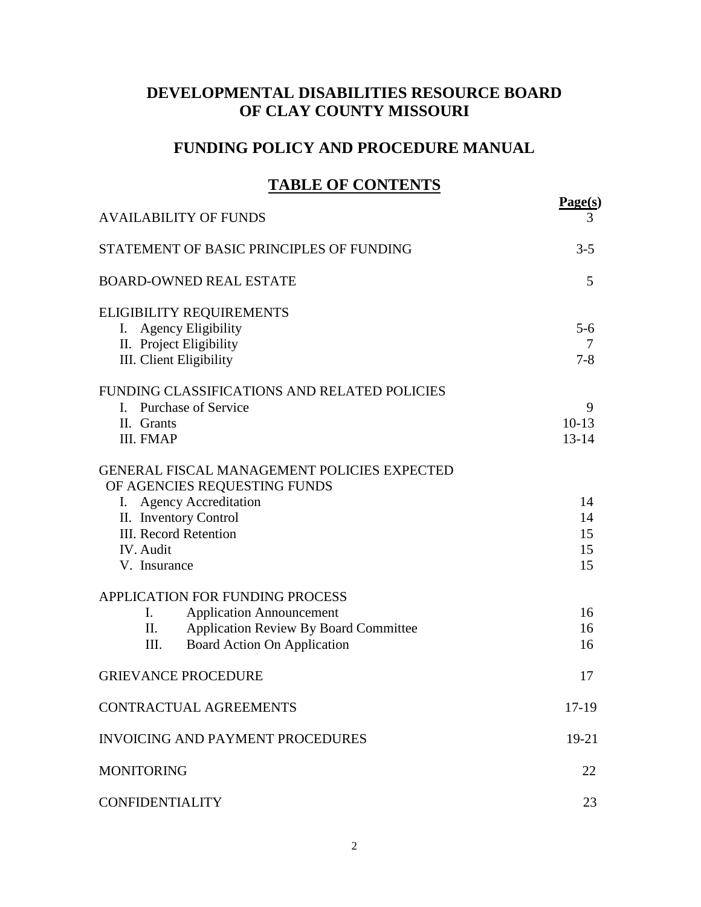# DEVELOPMENTAL DISABILITIES RESOURCE BOARD OF CLAY COUNTY MISSOURI

## FUNDING POLICY AND PROCEDURE MANUAL

## TABLE OF CONTENTS

| | **Page(s)** |
|---|---|
| AVAILABILITY OF FUNDS | 3 |
| STATEMENT OF BASIC PRINCIPLES OF FUNDING | 3-5 |
| BOARD-OWNED REAL ESTATE | 5 |
| ELIGIBILITY REQUIREMENTS | |
| I. Agency Eligibility | 5-6 |
| II. Project Eligibility | 7 |
| III. Client Eligibility | 7-8 |
| FUNDING CLASSIFICATIONS AND RELATED POLICIES | |
| I. Purchase of Service | 9 |
| II. Grants | 10-13 |
| III. FMAP | 13-14 |
| GENERAL FISCAL MANAGEMENT POLICIES EXPECTED OF AGENCIES REQUESTING FUNDS | |
| I. Agency Accreditation | 14 |
| II. Inventory Control | 14 |
| III. Record Retention | 15 |
| IV. Audit | 15 |
| V. Insurance | 15 |
| APPLICATION FOR FUNDING PROCESS | |
| I. Application Announcement | 16 |
| II. Application Review By Board Committee | 16 |
| III. Board Action On Application | 16 |
| GRIEVANCE PROCEDURE | 17 |
| CONTRACTUAL AGREEMENTS | 17-19 |
| INVOICING AND PAYMENT PROCEDURES | 19-21 |
| MONITORING | 22 |
| CONFIDENTIALITY | 23 |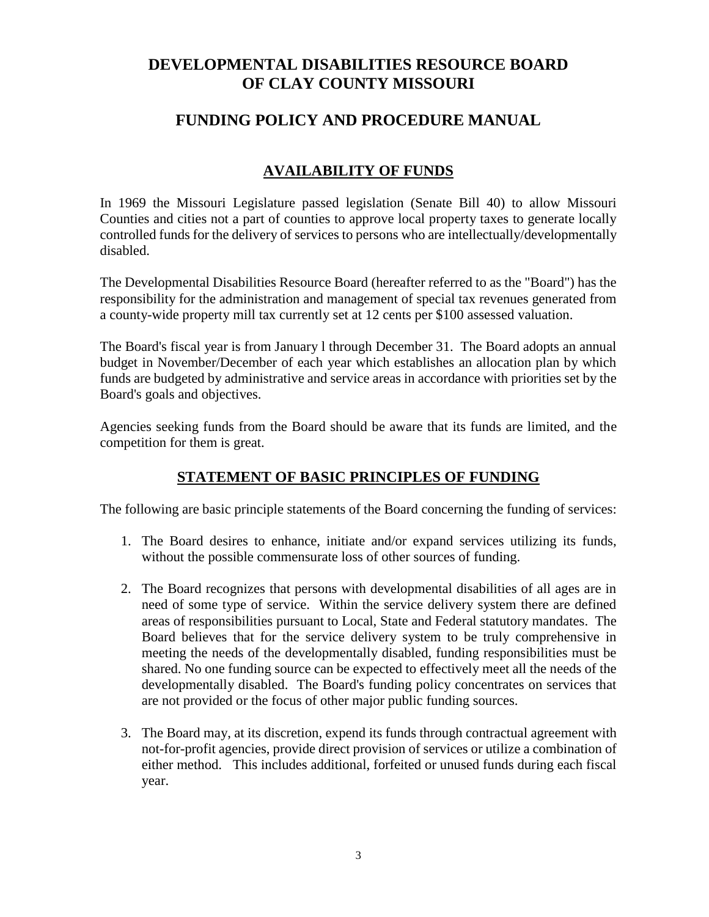# DEVELOPMENTAL DISABILITIES RESOURCE BOARD OF CLAY COUNTY MISSOURI

# FUNDING POLICY AND PROCEDURE MANUAL

## AVAILABILITY OF FUNDS

In 1969 the Missouri Legislature passed legislation (Senate Bill 40) to allow Missouri Counties and cities not a part of counties to approve local property taxes to generate locally controlled funds for the delivery of services to persons who are intellectually/developmentally disabled.

The Developmental Disabilities Resource Board (hereafter referred to as the "Board") has the responsibility for the administration and management of special tax revenues generated from a county-wide property mill tax currently set at 12 cents per $100 assessed valuation.

The Board's fiscal year is from January l through December 31. The Board adopts an annual budget in November/December of each year which establishes an allocation plan by which funds are budgeted by administrative and service areas in accordance with priorities set by the Board's goals and objectives.

Agencies seeking funds from the Board should be aware that its funds are limited, and the competition for them is great.

## STATEMENT OF BASIC PRINCIPLES OF FUNDING

The following are basic principle statements of the Board concerning the funding of services:

1. The Board desires to enhance, initiate and/or expand services utilizing its funds, without the possible commensurate loss of other sources of funding.
2. The Board recognizes that persons with developmental disabilities of all ages are in need of some type of service. Within the service delivery system there are defined areas of responsibilities pursuant to Local, State and Federal statutory mandates. The Board believes that for the service delivery system to be truly comprehensive in meeting the needs of the developmentally disabled, funding responsibilities must be shared. No one funding source can be expected to effectively meet all the needs of the developmentally disabled. The Board's funding policy concentrates on services that are not provided or the focus of other major public funding sources.
3. The Board may, at its discretion, expend its funds through contractual agreement with not-for-profit agencies, provide direct provision of services or utilize a combination of either method. This includes additional, forfeited or unused funds during each fiscal year.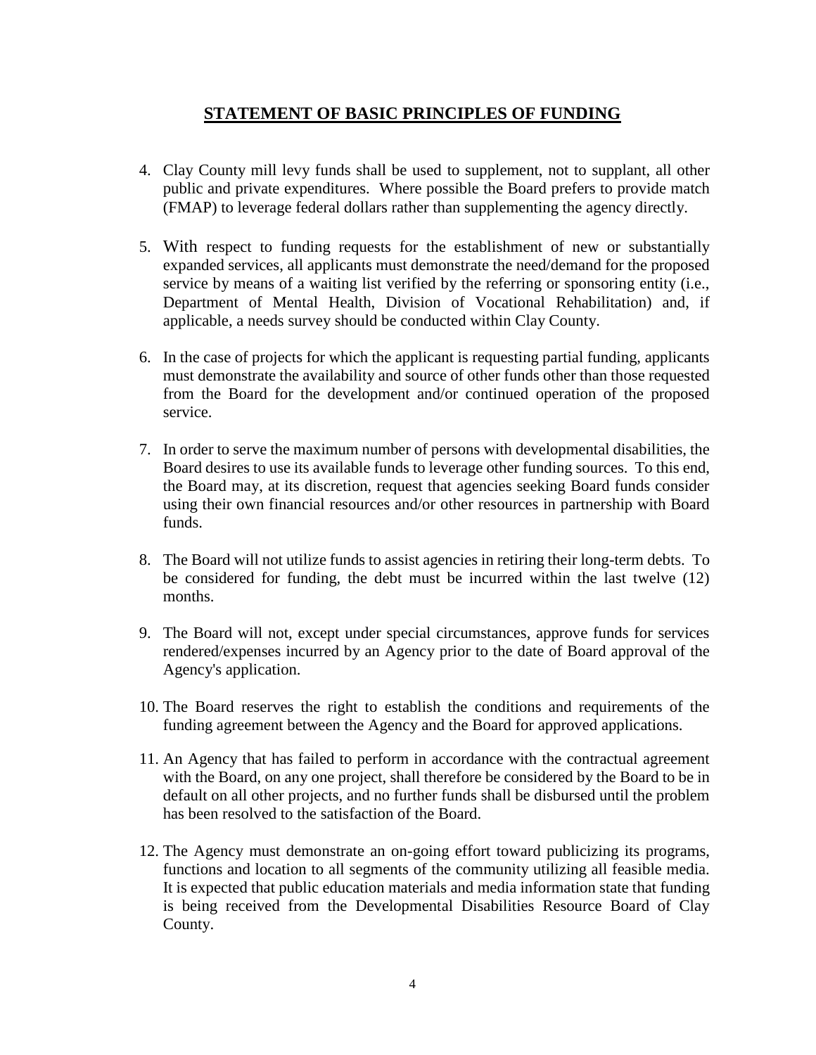## STATEMENT OF BASIC PRINCIPLES OF FUNDING

4. Clay County mill levy funds shall be used to supplement, not to supplant, all other public and private expenditures. Where possible the Board prefers to provide match (FMAP) to leverage federal dollars rather than supplementing the agency directly.

5. With respect to funding requests for the establishment of new or substantially expanded services, all applicants must demonstrate the need/demand for the proposed service by means of a waiting list verified by the referring or sponsoring entity (i.e., Department of Mental Health, Division of Vocational Rehabilitation) and, if applicable, a needs survey should be conducted within Clay County.

6. In the case of projects for which the applicant is requesting partial funding, applicants must demonstrate the availability and source of other funds other than those requested from the Board for the development and/or continued operation of the proposed service.

7. In order to serve the maximum number of persons with developmental disabilities, the Board desires to use its available funds to leverage other funding sources. To this end, the Board may, at its discretion, request that agencies seeking Board funds consider using their own financial resources and/or other resources in partnership with Board funds.

8. The Board will not utilize funds to assist agencies in retiring their long-term debts. To be considered for funding, the debt must be incurred within the last twelve (12) months.

9. The Board will not, except under special circumstances, approve funds for services rendered/expenses incurred by an Agency prior to the date of Board approval of the Agency's application.

10. The Board reserves the right to establish the conditions and requirements of the funding agreement between the Agency and the Board for approved applications.

11. An Agency that has failed to perform in accordance with the contractual agreement with the Board, on any one project, shall therefore be considered by the Board to be in default on all other projects, and no further funds shall be disbursed until the problem has been resolved to the satisfaction of the Board.

12. The Agency must demonstrate an on-going effort toward publicizing its programs, functions and location to all segments of the community utilizing all feasible media. It is expected that public education materials and media information state that funding is being received from the Developmental Disabilities Resource Board of Clay County.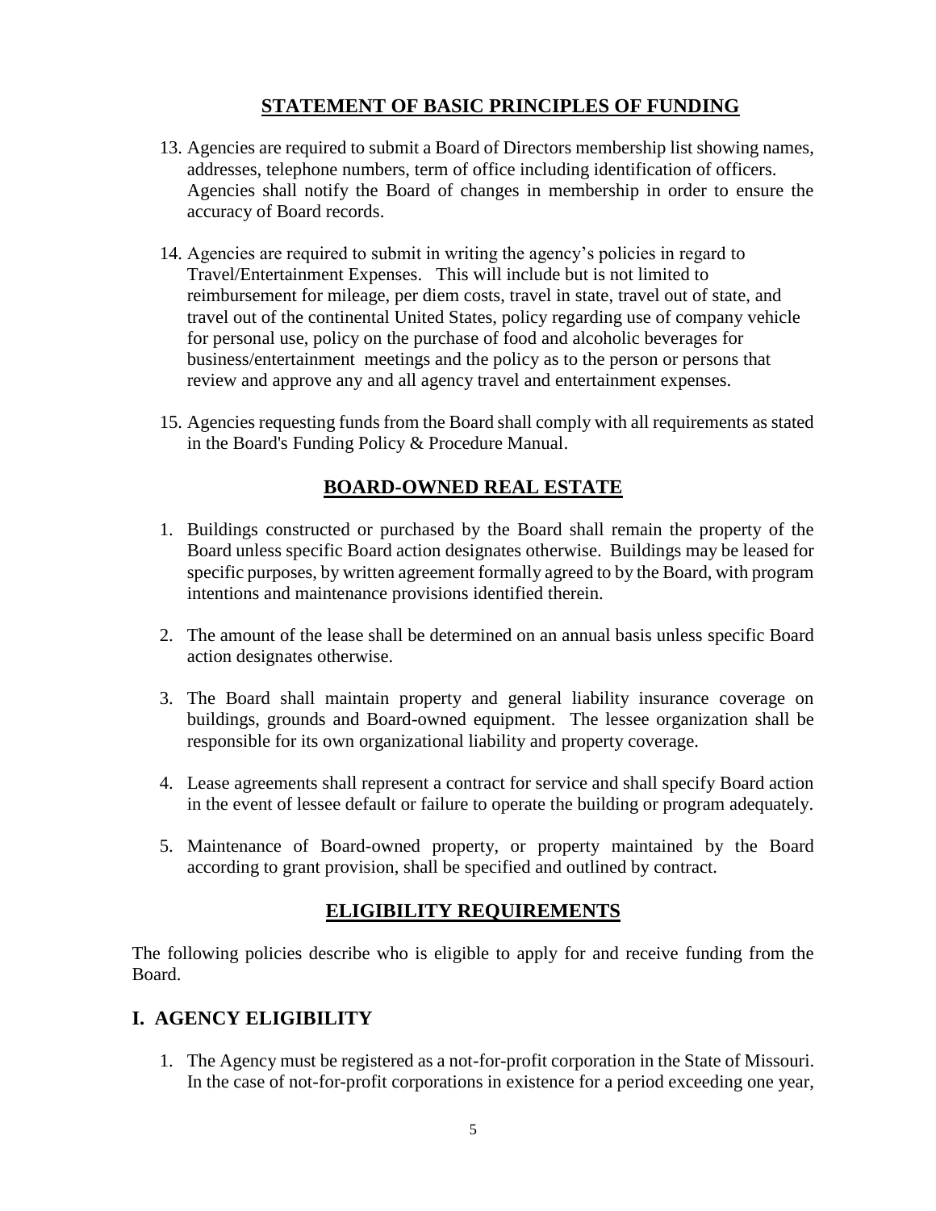## STATEMENT OF BASIC PRINCIPLES OF FUNDING

13. Agencies are required to submit a Board of Directors membership list showing names, addresses, telephone numbers, term of office including identification of officers. Agencies shall notify the Board of changes in membership in order to ensure the accuracy of Board records.

14. Agencies are required to submit in writing the agency's policies in regard to Travel/Entertainment Expenses. This will include but is not limited to reimbursement for mileage, per diem costs, travel in state, travel out of state, and travel out of the continental United States, policy regarding use of company vehicle for personal use, policy on the purchase of food and alcoholic beverages for business/entertainment meetings and the policy as to the person or persons that review and approve any and all agency travel and entertainment expenses.

15. Agencies requesting funds from the Board shall comply with all requirements as stated in the Board's Funding Policy & Procedure Manual.

## BOARD-OWNED REAL ESTATE

1. Buildings constructed or purchased by the Board shall remain the property of the Board unless specific Board action designates otherwise. Buildings may be leased for specific purposes, by written agreement formally agreed to by the Board, with program intentions and maintenance provisions identified therein.

2. The amount of the lease shall be determined on an annual basis unless specific Board action designates otherwise.

3. The Board shall maintain property and general liability insurance coverage on buildings, grounds and Board-owned equipment. The lessee organization shall be responsible for its own organizational liability and property coverage.

4. Lease agreements shall represent a contract for service and shall specify Board action in the event of lessee default or failure to operate the building or program adequately.

5. Maintenance of Board-owned property, or property maintained by the Board according to grant provision, shall be specified and outlined by contract.

## ELIGIBILITY REQUIREMENTS

The following policies describe who is eligible to apply for and receive funding from the Board.

### I. AGENCY ELIGIBILITY

1. The Agency must be registered as a not-for-profit corporation in the State of Missouri. In the case of not-for-profit corporations in existence for a period exceeding one year,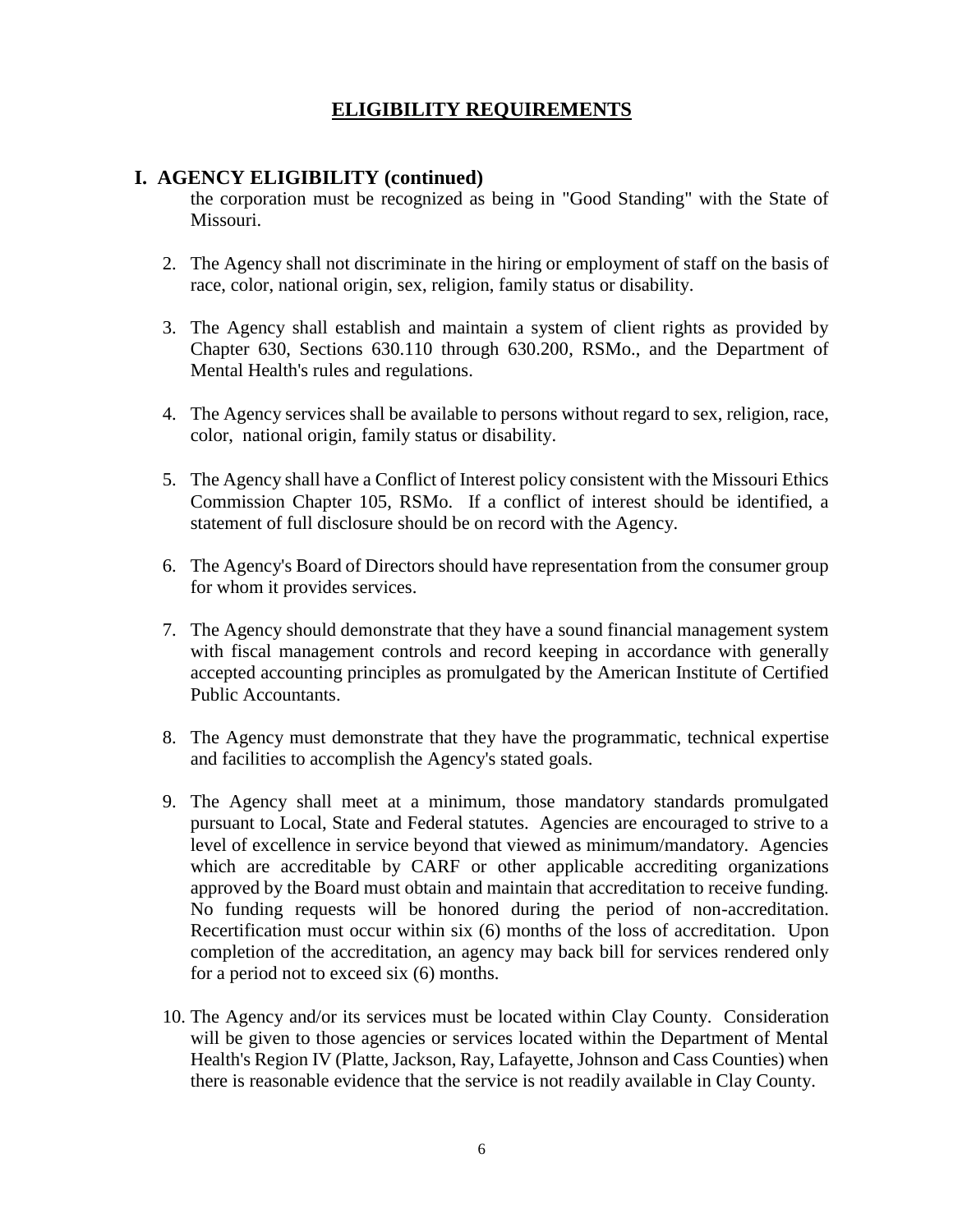## ELIGIBILITY REQUIREMENTS

### I. AGENCY ELIGIBILITY (continued)

the corporation must be recognized as being in "Good Standing" with the State of Missouri.

2. The Agency shall not discriminate in the hiring or employment of staff on the basis of race, color, national origin, sex, religion, family status or disability.

3. The Agency shall establish and maintain a system of client rights as provided by Chapter 630, Sections 630.110 through 630.200, RSMo., and the Department of Mental Health's rules and regulations.

4. The Agency services shall be available to persons without regard to sex, religion, race, color, national origin, family status or disability.

5. The Agency shall have a Conflict of Interest policy consistent with the Missouri Ethics Commission Chapter 105, RSMo. If a conflict of interest should be identified, a statement of full disclosure should be on record with the Agency.

6. The Agency's Board of Directors should have representation from the consumer group for whom it provides services.

7. The Agency should demonstrate that they have a sound financial management system with fiscal management controls and record keeping in accordance with generally accepted accounting principles as promulgated by the American Institute of Certified Public Accountants.

8. The Agency must demonstrate that they have the programmatic, technical expertise and facilities to accomplish the Agency's stated goals.

9. The Agency shall meet at a minimum, those mandatory standards promulgated pursuant to Local, State and Federal statutes. Agencies are encouraged to strive to a level of excellence in service beyond that viewed as minimum/mandatory. Agencies which are accreditable by CARF or other applicable accrediting organizations approved by the Board must obtain and maintain that accreditation to receive funding. No funding requests will be honored during the period of non-accreditation. Recertification must occur within six (6) months of the loss of accreditation. Upon completion of the accreditation, an agency may back bill for services rendered only for a period not to exceed six (6) months.

10. The Agency and/or its services must be located within Clay County. Consideration will be given to those agencies or services located within the Department of Mental Health's Region IV (Platte, Jackson, Ray, Lafayette, Johnson and Cass Counties) when there is reasonable evidence that the service is not readily available in Clay County.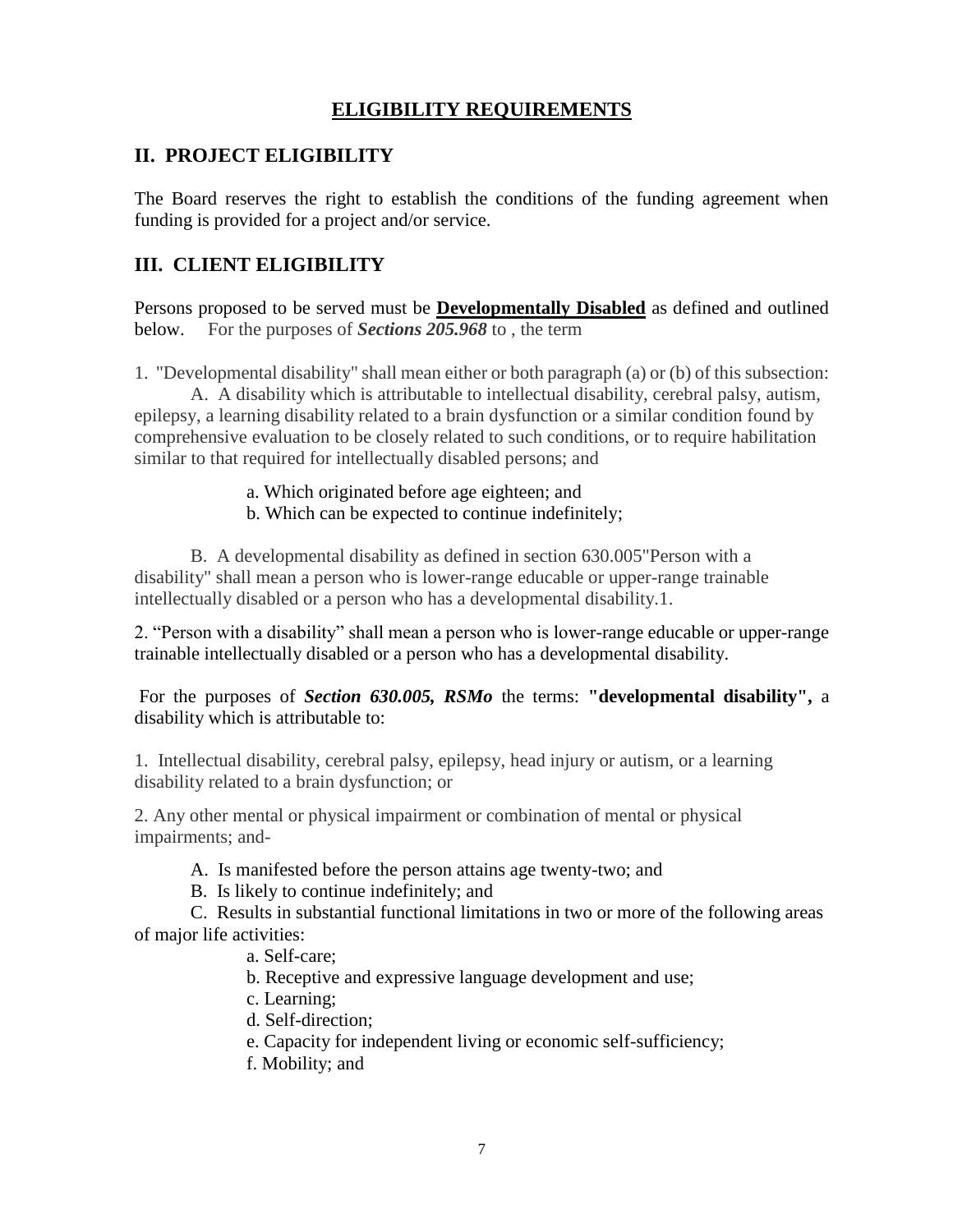# ELIGIBILITY REQUIREMENTS

## II. PROJECT ELIGIBILITY

The Board reserves the right to establish the conditions of the funding agreement when funding is provided for a project and/or service.

## III. CLIENT ELIGIBILITY

Persons proposed to be served must be **Developmentally Disabled** as defined and outlined below. For the purposes of ***Sections 205.968*** to , the term

1. "Developmental disability" shall mean either or both paragraph (a) or (b) of this subsection:

   A. A disability which is attributable to intellectual disability, cerebral palsy, autism, epilepsy, a learning disability related to a brain dysfunction or a similar condition found by comprehensive evaluation to be closely related to such conditions, or to require habilitation similar to that required for intellectually disabled persons; and

      a. Which originated before age eighteen; and
      b. Which can be expected to continue indefinitely;

   B. A developmental disability as defined in section 630.005"Person with a disability" shall mean a person who is lower-range educable or upper-range trainable intellectually disabled or a person who has a developmental disability.1.

2. "Person with a disability" shall mean a person who is lower-range educable or upper-range trainable intellectually disabled or a person who has a developmental disability.

For the purposes of ***Section 630.005, RSMo*** the terms: **"developmental disability",** a disability which is attributable to:

1. Intellectual disability, cerebral palsy, epilepsy, head injury or autism, or a learning disability related to a brain dysfunction; or

2. Any other mental or physical impairment or combination of mental or physical impairments; and-

   A. Is manifested before the person attains age twenty-two; and
   B. Is likely to continue indefinitely; and
   C. Results in substantial functional limitations in two or more of the following areas of major life activities:

      a. Self-care;
      b. Receptive and expressive language development and use;
      c. Learning;
      d. Self-direction;
      e. Capacity for independent living or economic self-sufficiency;
      f. Mobility; and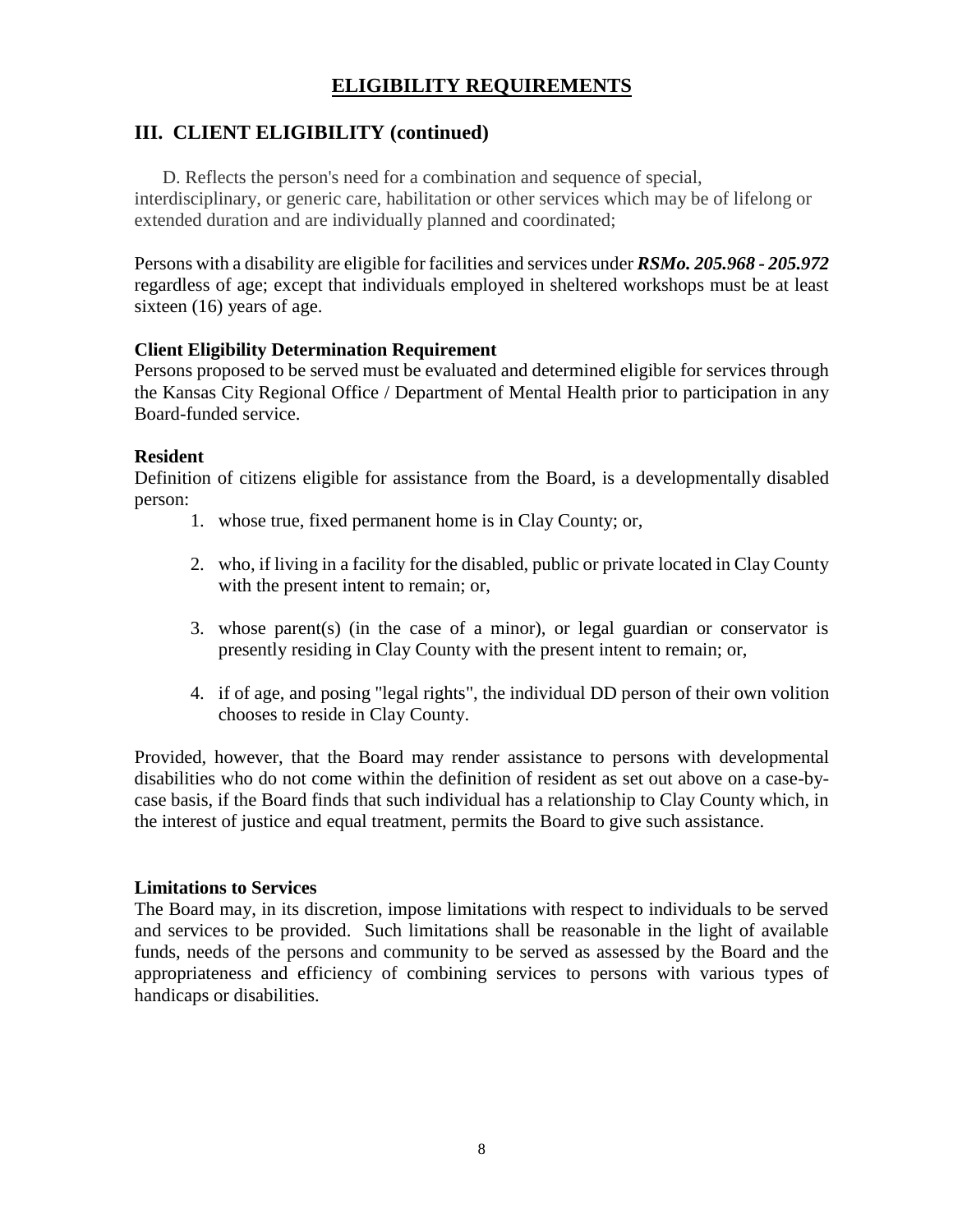# ELIGIBILITY REQUIREMENTS

## III. CLIENT ELIGIBILITY (continued)

D. Reflects the person's need for a combination and sequence of special, interdisciplinary, or generic care, habilitation or other services which may be of lifelong or extended duration and are individually planned and coordinated;

Persons with a disability are eligible for facilities and services under ***RSMo. 205.968 - 205.972*** regardless of age; except that individuals employed in sheltered workshops must be at least sixteen (16) years of age.

**Client Eligibility Determination Requirement**

Persons proposed to be served must be evaluated and determined eligible for services through the Kansas City Regional Office / Department of Mental Health prior to participation in any Board-funded service.

**Resident**

Definition of citizens eligible for assistance from the Board, is a developmentally disabled person:

1. whose true, fixed permanent home is in Clay County; or,
2. who, if living in a facility for the disabled, public or private located in Clay County with the present intent to remain; or,
3. whose parent(s) (in the case of a minor), or legal guardian or conservator is presently residing in Clay County with the present intent to remain; or,
4. if of age, and posing "legal rights", the individual DD person of their own volition chooses to reside in Clay County.

Provided, however, that the Board may render assistance to persons with developmental disabilities who do not come within the definition of resident as set out above on a case-by-case basis, if the Board finds that such individual has a relationship to Clay County which, in the interest of justice and equal treatment, permits the Board to give such assistance.

**Limitations to Services**

The Board may, in its discretion, impose limitations with respect to individuals to be served and services to be provided. Such limitations shall be reasonable in the light of available funds, needs of the persons and community to be served as assessed by the Board and the appropriateness and efficiency of combining services to persons with various types of handicaps or disabilities.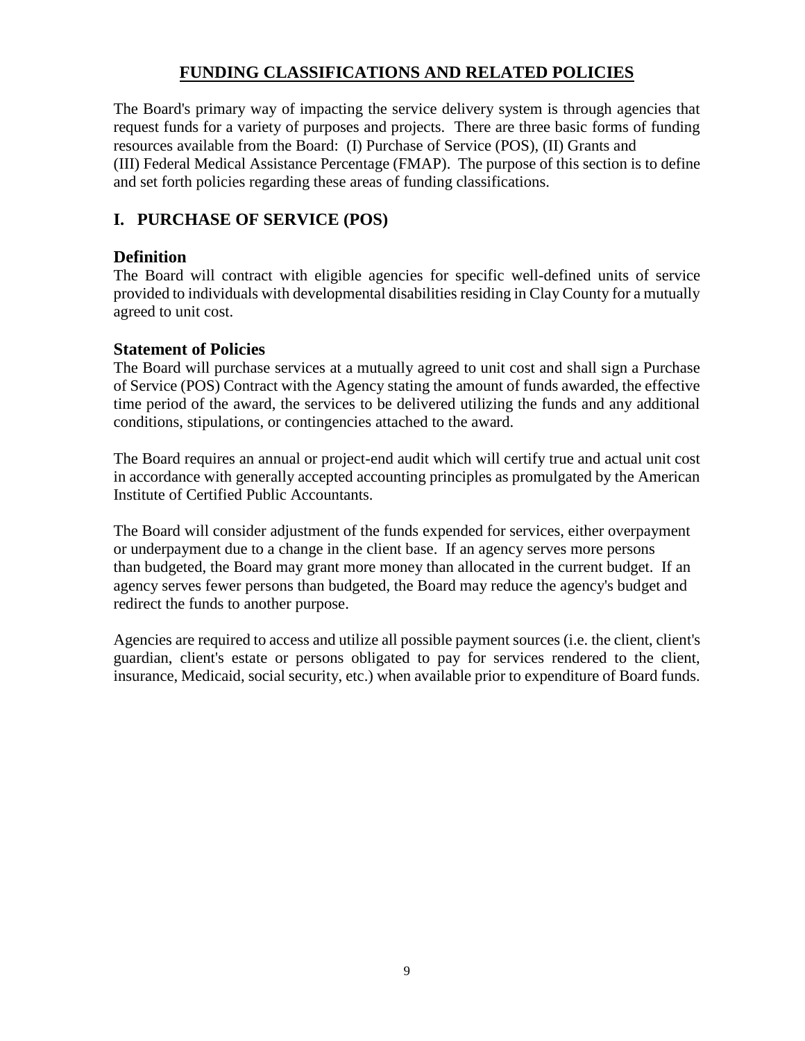# FUNDING CLASSIFICATIONS AND RELATED POLICIES

The Board's primary way of impacting the service delivery system is through agencies that request funds for a variety of purposes and projects. There are three basic forms of funding resources available from the Board: (I) Purchase of Service (POS), (II) Grants and (III) Federal Medical Assistance Percentage (FMAP). The purpose of this section is to define and set forth policies regarding these areas of funding classifications.

## I. PURCHASE OF SERVICE (POS)

### Definition

The Board will contract with eligible agencies for specific well-defined units of service provided to individuals with developmental disabilities residing in Clay County for a mutually agreed to unit cost.

### Statement of Policies

The Board will purchase services at a mutually agreed to unit cost and shall sign a Purchase of Service (POS) Contract with the Agency stating the amount of funds awarded, the effective time period of the award, the services to be delivered utilizing the funds and any additional conditions, stipulations, or contingencies attached to the award.

The Board requires an annual or project-end audit which will certify true and actual unit cost in accordance with generally accepted accounting principles as promulgated by the American Institute of Certified Public Accountants.

The Board will consider adjustment of the funds expended for services, either overpayment or underpayment due to a change in the client base. If an agency serves more persons than budgeted, the Board may grant more money than allocated in the current budget. If an agency serves fewer persons than budgeted, the Board may reduce the agency's budget and redirect the funds to another purpose.

Agencies are required to access and utilize all possible payment sources (i.e. the client, client's guardian, client's estate or persons obligated to pay for services rendered to the client, insurance, Medicaid, social security, etc.) when available prior to expenditure of Board funds.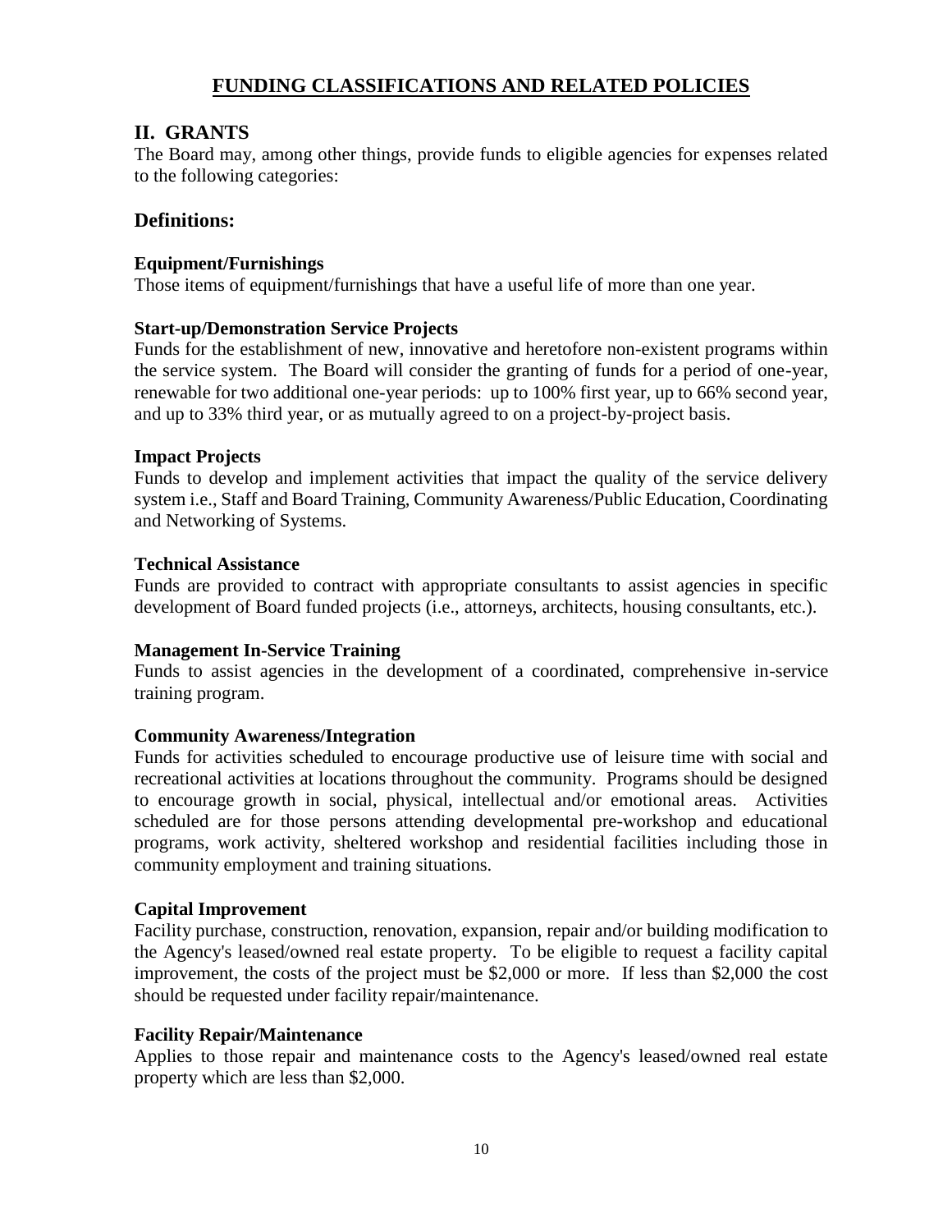# FUNDING CLASSIFICATIONS AND RELATED POLICIES

## II. GRANTS

The Board may, among other things, provide funds to eligible agencies for expenses related to the following categories:

### Definitions:

**Equipment/Furnishings**

Those items of equipment/furnishings that have a useful life of more than one year.

**Start-up/Demonstration Service Projects**

Funds for the establishment of new, innovative and heretofore non-existent programs within the service system. The Board will consider the granting of funds for a period of one-year, renewable for two additional one-year periods: up to 100% first year, up to 66% second year, and up to 33% third year, or as mutually agreed to on a project-by-project basis.

**Impact Projects**

Funds to develop and implement activities that impact the quality of the service delivery system i.e., Staff and Board Training, Community Awareness/Public Education, Coordinating and Networking of Systems.

**Technical Assistance**

Funds are provided to contract with appropriate consultants to assist agencies in specific development of Board funded projects (i.e., attorneys, architects, housing consultants, etc.).

**Management In-Service Training**

Funds to assist agencies in the development of a coordinated, comprehensive in-service training program.

**Community Awareness/Integration**

Funds for activities scheduled to encourage productive use of leisure time with social and recreational activities at locations throughout the community. Programs should be designed to encourage growth in social, physical, intellectual and/or emotional areas. Activities scheduled are for those persons attending developmental pre-workshop and educational programs, work activity, sheltered workshop and residential facilities including those in community employment and training situations.

**Capital Improvement**

Facility purchase, construction, renovation, expansion, repair and/or building modification to the Agency's leased/owned real estate property. To be eligible to request a facility capital improvement, the costs of the project must be \$2,000 or more. If less than \$2,000 the cost should be requested under facility repair/maintenance.

**Facility Repair/Maintenance**

Applies to those repair and maintenance costs to the Agency's leased/owned real estate property which are less than \$2,000.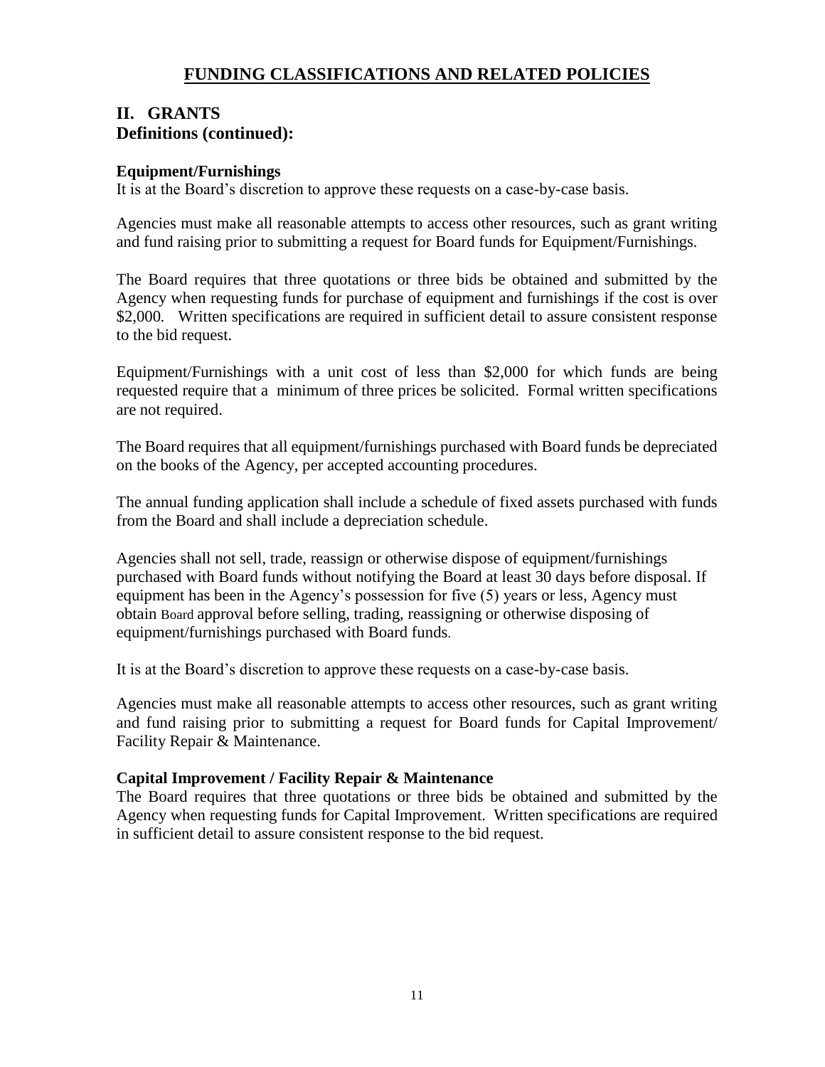# FUNDING CLASSIFICATIONS AND RELATED POLICIES

## II. GRANTS

## Definitions (continued):

### Equipment/Furnishings

It is at the Board's discretion to approve these requests on a case-by-case basis.

Agencies must make all reasonable attempts to access other resources, such as grant writing and fund raising prior to submitting a request for Board funds for Equipment/Furnishings.

The Board requires that three quotations or three bids be obtained and submitted by the Agency when requesting funds for purchase of equipment and furnishings if the cost is over $2,000. Written specifications are required in sufficient detail to assure consistent response to the bid request.

Equipment/Furnishings with a unit cost of less than $2,000 for which funds are being requested require that a minimum of three prices be solicited. Formal written specifications are not required.

The Board requires that all equipment/furnishings purchased with Board funds be depreciated on the books of the Agency, per accepted accounting procedures.

The annual funding application shall include a schedule of fixed assets purchased with funds from the Board and shall include a depreciation schedule.

Agencies shall not sell, trade, reassign or otherwise dispose of equipment/furnishings purchased with Board funds without notifying the Board at least 30 days before disposal. If equipment has been in the Agency's possession for five (5) years or less, Agency must obtain Board approval before selling, trading, reassigning or otherwise disposing of equipment/furnishings purchased with Board funds.

It is at the Board's discretion to approve these requests on a case-by-case basis.

Agencies must make all reasonable attempts to access other resources, such as grant writing and fund raising prior to submitting a request for Board funds for Capital Improvement/ Facility Repair & Maintenance.

### Capital Improvement / Facility Repair & Maintenance

The Board requires that three quotations or three bids be obtained and submitted by the Agency when requesting funds for Capital Improvement. Written specifications are required in sufficient detail to assure consistent response to the bid request.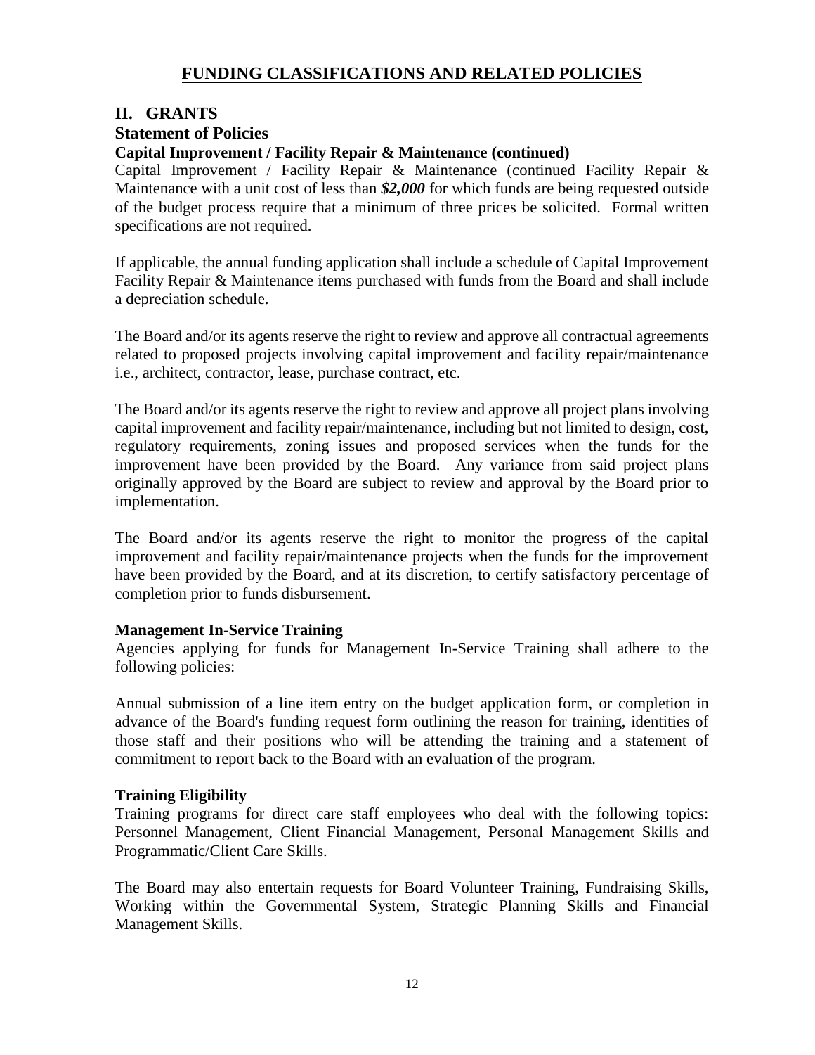# FUNDING CLASSIFICATIONS AND RELATED POLICIES

## II. GRANTS

### Statement of Policies

#### Capital Improvement / Facility Repair & Maintenance (continued)

Capital Improvement / Facility Repair & Maintenance (continued Facility Repair & Maintenance with a unit cost of less than ***$2,000*** for which funds are being requested outside of the budget process require that a minimum of three prices be solicited. Formal written specifications are not required.

If applicable, the annual funding application shall include a schedule of Capital Improvement Facility Repair & Maintenance items purchased with funds from the Board and shall include a depreciation schedule.

The Board and/or its agents reserve the right to review and approve all contractual agreements related to proposed projects involving capital improvement and facility repair/maintenance i.e., architect, contractor, lease, purchase contract, etc.

The Board and/or its agents reserve the right to review and approve all project plans involving capital improvement and facility repair/maintenance, including but not limited to design, cost, regulatory requirements, zoning issues and proposed services when the funds for the improvement have been provided by the Board. Any variance from said project plans originally approved by the Board are subject to review and approval by the Board prior to implementation.

The Board and/or its agents reserve the right to monitor the progress of the capital improvement and facility repair/maintenance projects when the funds for the improvement have been provided by the Board, and at its discretion, to certify satisfactory percentage of completion prior to funds disbursement.

#### Management In-Service Training

Agencies applying for funds for Management In-Service Training shall adhere to the following policies:

Annual submission of a line item entry on the budget application form, or completion in advance of the Board's funding request form outlining the reason for training, identities of those staff and their positions who will be attending the training and a statement of commitment to report back to the Board with an evaluation of the program.

#### Training Eligibility

Training programs for direct care staff employees who deal with the following topics: Personnel Management, Client Financial Management, Personal Management Skills and Programmatic/Client Care Skills.

The Board may also entertain requests for Board Volunteer Training, Fundraising Skills, Working within the Governmental System, Strategic Planning Skills and Financial Management Skills.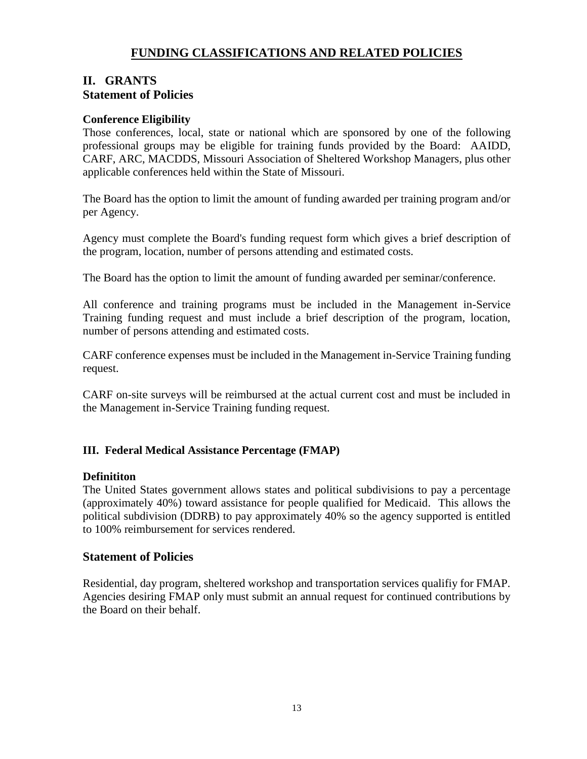# FUNDING CLASSIFICATIONS AND RELATED POLICIES

## II. GRANTS
## Statement of Policies

**Conference Eligibility**

Those conferences, local, state or national which are sponsored by one of the following professional groups may be eligible for training funds provided by the Board: AAIDD, CARF, ARC, MACDDS, Missouri Association of Sheltered Workshop Managers, plus other applicable conferences held within the State of Missouri.

The Board has the option to limit the amount of funding awarded per training program and/or per Agency.

Agency must complete the Board's funding request form which gives a brief description of the program, location, number of persons attending and estimated costs.

The Board has the option to limit the amount of funding awarded per seminar/conference.

All conference and training programs must be included in the Management in-Service Training funding request and must include a brief description of the program, location, number of persons attending and estimated costs.

CARF conference expenses must be included in the Management in-Service Training funding request.

CARF on-site surveys will be reimbursed at the actual current cost and must be included in the Management in-Service Training funding request.

### III. Federal Medical Assistance Percentage (FMAP)

**Definititon**

The United States government allows states and political subdivisions to pay a percentage (approximately 40%) toward assistance for people qualified for Medicaid. This allows the political subdivision (DDRB) to pay approximately 40% so the agency supported is entitled to 100% reimbursement for services rendered.

## Statement of Policies

Residential, day program, sheltered workshop and transportation services qualifiy for FMAP. Agencies desiring FMAP only must submit an annual request for continued contributions by the Board on their behalf.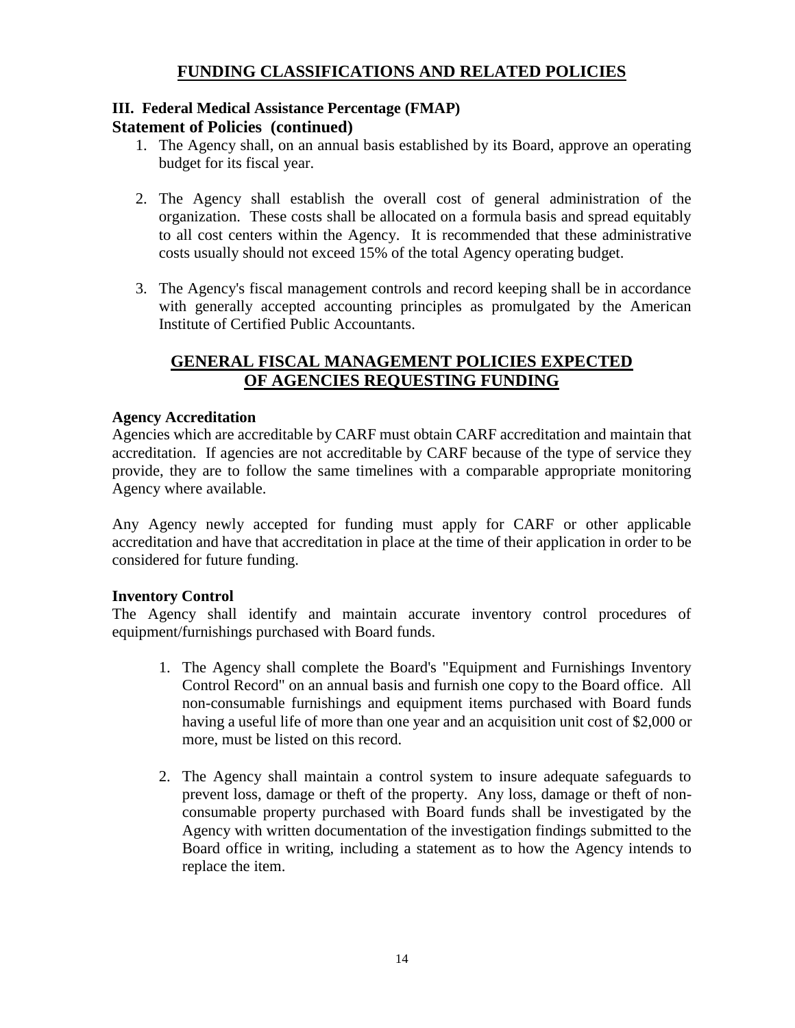## FUNDING CLASSIFICATIONS AND RELATED POLICIES

### III. Federal Medical Assistance Percentage (FMAP)

### Statement of Policies (continued)

1. The Agency shall, on an annual basis established by its Board, approve an operating budget for its fiscal year.

2. The Agency shall establish the overall cost of general administration of the organization. These costs shall be allocated on a formula basis and spread equitably to all cost centers within the Agency. It is recommended that these administrative costs usually should not exceed 15% of the total Agency operating budget.

3. The Agency's fiscal management controls and record keeping shall be in accordance with generally accepted accounting principles as promulgated by the American Institute of Certified Public Accountants.

## GENERAL FISCAL MANAGEMENT POLICIES EXPECTED OF AGENCIES REQUESTING FUNDING

**Agency Accreditation**

Agencies which are accreditable by CARF must obtain CARF accreditation and maintain that accreditation. If agencies are not accreditable by CARF because of the type of service they provide, they are to follow the same timelines with a comparable appropriate monitoring Agency where available.

Any Agency newly accepted for funding must apply for CARF or other applicable accreditation and have that accreditation in place at the time of their application in order to be considered for future funding.

**Inventory Control**

The Agency shall identify and maintain accurate inventory control procedures of equipment/furnishings purchased with Board funds.

1. The Agency shall complete the Board's "Equipment and Furnishings Inventory Control Record" on an annual basis and furnish one copy to the Board office. All non-consumable furnishings and equipment items purchased with Board funds having a useful life of more than one year and an acquisition unit cost of $2,000 or more, must be listed on this record.

2. The Agency shall maintain a control system to insure adequate safeguards to prevent loss, damage or theft of the property. Any loss, damage or theft of non-consumable property purchased with Board funds shall be investigated by the Agency with written documentation of the investigation findings submitted to the Board office in writing, including a statement as to how the Agency intends to replace the item.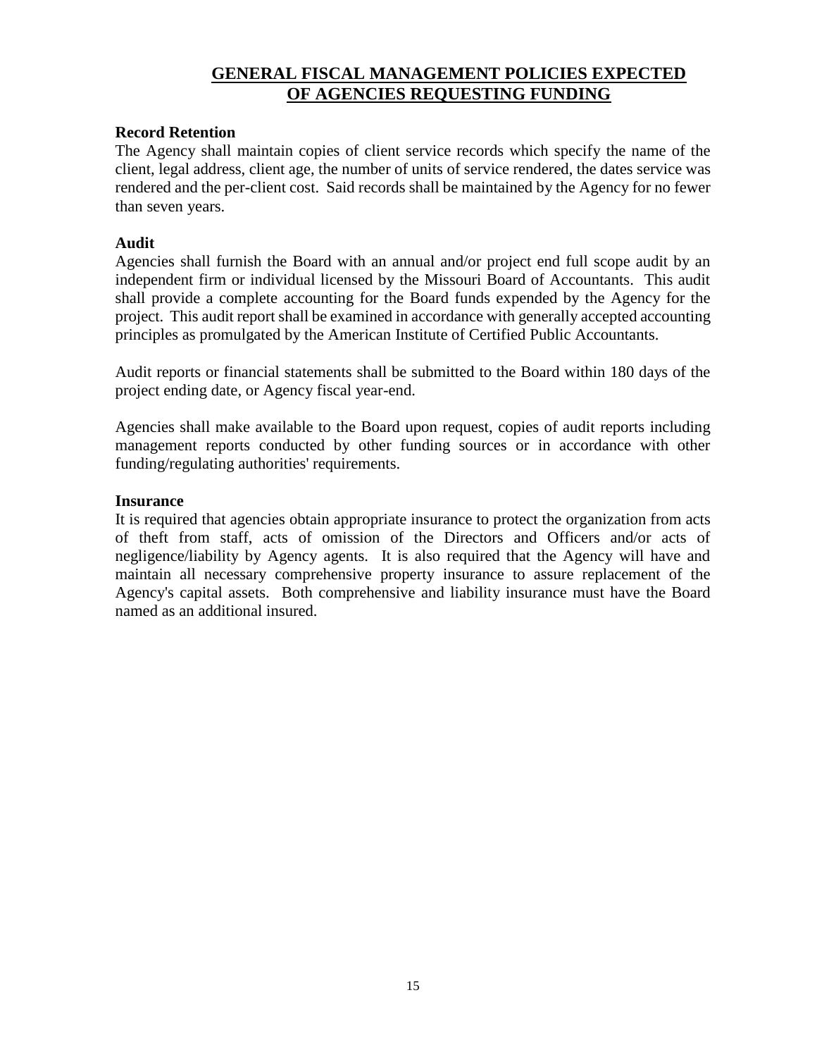# GENERAL FISCAL MANAGEMENT POLICIES EXPECTED OF AGENCIES REQUESTING FUNDING

**Record Retention**

The Agency shall maintain copies of client service records which specify the name of the client, legal address, client age, the number of units of service rendered, the dates service was rendered and the per-client cost. Said records shall be maintained by the Agency for no fewer than seven years.

**Audit**

Agencies shall furnish the Board with an annual and/or project end full scope audit by an independent firm or individual licensed by the Missouri Board of Accountants. This audit shall provide a complete accounting for the Board funds expended by the Agency for the project. This audit report shall be examined in accordance with generally accepted accounting principles as promulgated by the American Institute of Certified Public Accountants.

Audit reports or financial statements shall be submitted to the Board within 180 days of the project ending date, or Agency fiscal year-end.

Agencies shall make available to the Board upon request, copies of audit reports including management reports conducted by other funding sources or in accordance with other funding/regulating authorities' requirements.

**Insurance**

It is required that agencies obtain appropriate insurance to protect the organization from acts of theft from staff, acts of omission of the Directors and Officers and/or acts of negligence/liability by Agency agents. It is also required that the Agency will have and maintain all necessary comprehensive property insurance to assure replacement of the Agency's capital assets. Both comprehensive and liability insurance must have the Board named as an additional insured.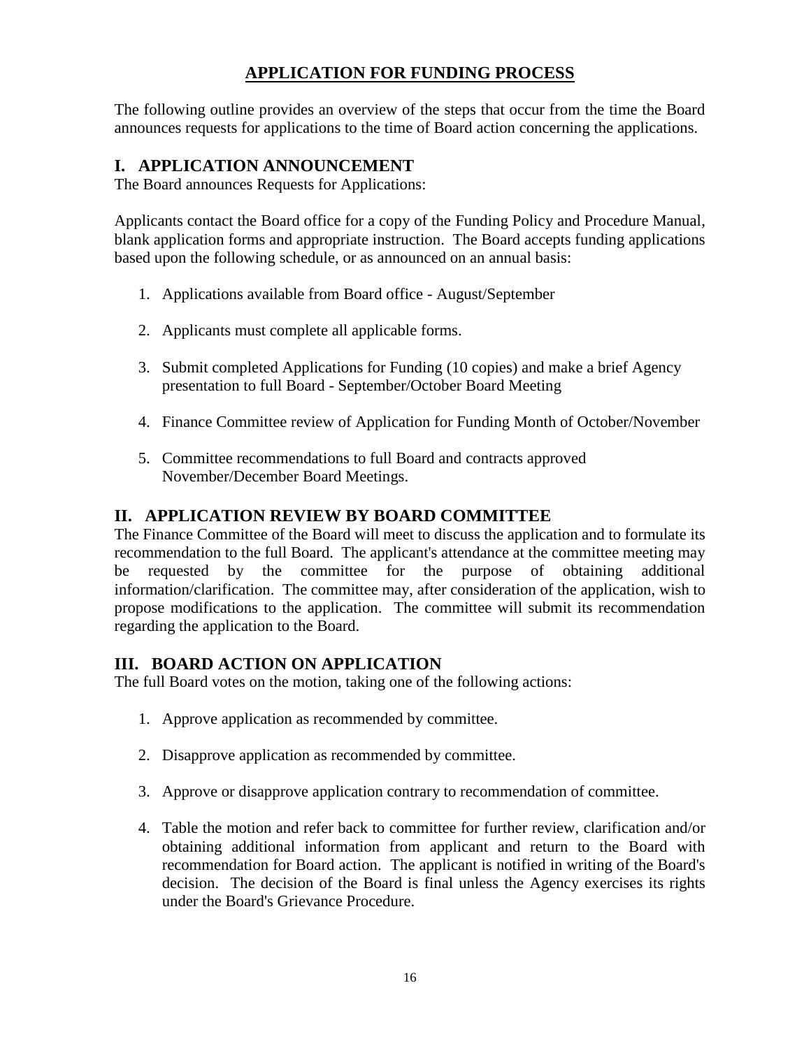# APPLICATION FOR FUNDING PROCESS

The following outline provides an overview of the steps that occur from the time the Board announces requests for applications to the time of Board action concerning the applications.

## I. APPLICATION ANNOUNCEMENT

The Board announces Requests for Applications:

Applicants contact the Board office for a copy of the Funding Policy and Procedure Manual, blank application forms and appropriate instruction. The Board accepts funding applications based upon the following schedule, or as announced on an annual basis:

1. Applications available from Board office - August/September

2. Applicants must complete all applicable forms.

3. Submit completed Applications for Funding (10 copies) and make a brief Agency presentation to full Board - September/October Board Meeting

4. Finance Committee review of Application for Funding Month of October/November

5. Committee recommendations to full Board and contracts approved November/December Board Meetings.

## II. APPLICATION REVIEW BY BOARD COMMITTEE

The Finance Committee of the Board will meet to discuss the application and to formulate its recommendation to the full Board. The applicant's attendance at the committee meeting may be requested by the committee for the purpose of obtaining additional information/clarification. The committee may, after consideration of the application, wish to propose modifications to the application. The committee will submit its recommendation regarding the application to the Board.

## III. BOARD ACTION ON APPLICATION

The full Board votes on the motion, taking one of the following actions:

1. Approve application as recommended by committee.

2. Disapprove application as recommended by committee.

3. Approve or disapprove application contrary to recommendation of committee.

4. Table the motion and refer back to committee for further review, clarification and/or obtaining additional information from applicant and return to the Board with recommendation for Board action. The applicant is notified in writing of the Board's decision. The decision of the Board is final unless the Agency exercises its rights under the Board's Grievance Procedure.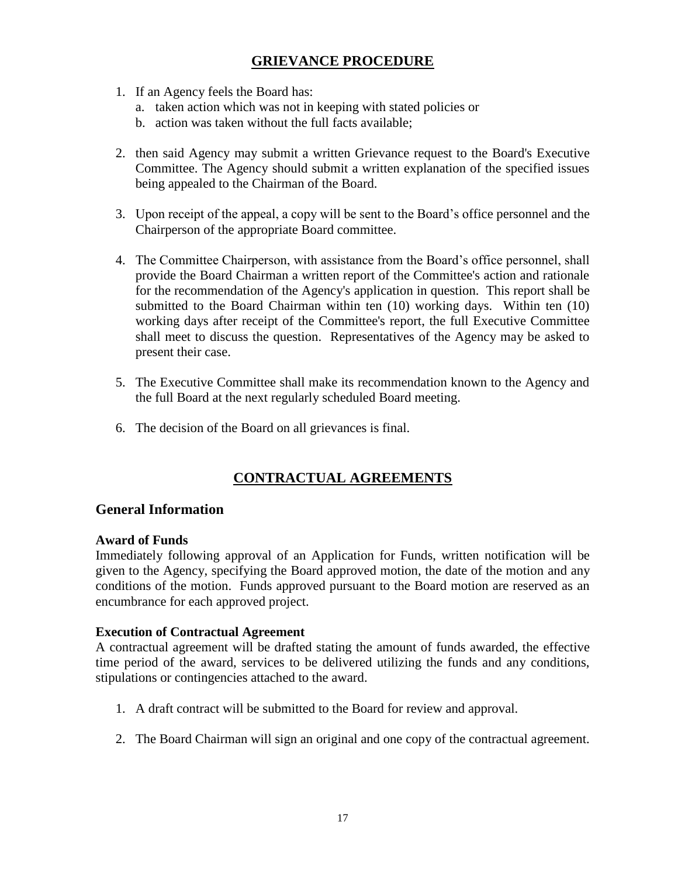## GRIEVANCE PROCEDURE

1. If an Agency feels the Board has:
   a. taken action which was not in keeping with stated policies or
   b. action was taken without the full facts available;

2. then said Agency may submit a written Grievance request to the Board's Executive Committee. The Agency should submit a written explanation of the specified issues being appealed to the Chairman of the Board.

3. Upon receipt of the appeal, a copy will be sent to the Board's office personnel and the Chairperson of the appropriate Board committee.

4. The Committee Chairperson, with assistance from the Board's office personnel, shall provide the Board Chairman a written report of the Committee's action and rationale for the recommendation of the Agency's application in question. This report shall be submitted to the Board Chairman within ten (10) working days. Within ten (10) working days after receipt of the Committee's report, the full Executive Committee shall meet to discuss the question. Representatives of the Agency may be asked to present their case.

5. The Executive Committee shall make its recommendation known to the Agency and the full Board at the next regularly scheduled Board meeting.

6. The decision of the Board on all grievances is final.

## CONTRACTUAL AGREEMENTS

### General Information

**Award of Funds**
Immediately following approval of an Application for Funds, written notification will be given to the Agency, specifying the Board approved motion, the date of the motion and any conditions of the motion. Funds approved pursuant to the Board motion are reserved as an encumbrance for each approved project.

**Execution of Contractual Agreement**
A contractual agreement will be drafted stating the amount of funds awarded, the effective time period of the award, services to be delivered utilizing the funds and any conditions, stipulations or contingencies attached to the award.

1. A draft contract will be submitted to the Board for review and approval.

2. The Board Chairman will sign an original and one copy of the contractual agreement.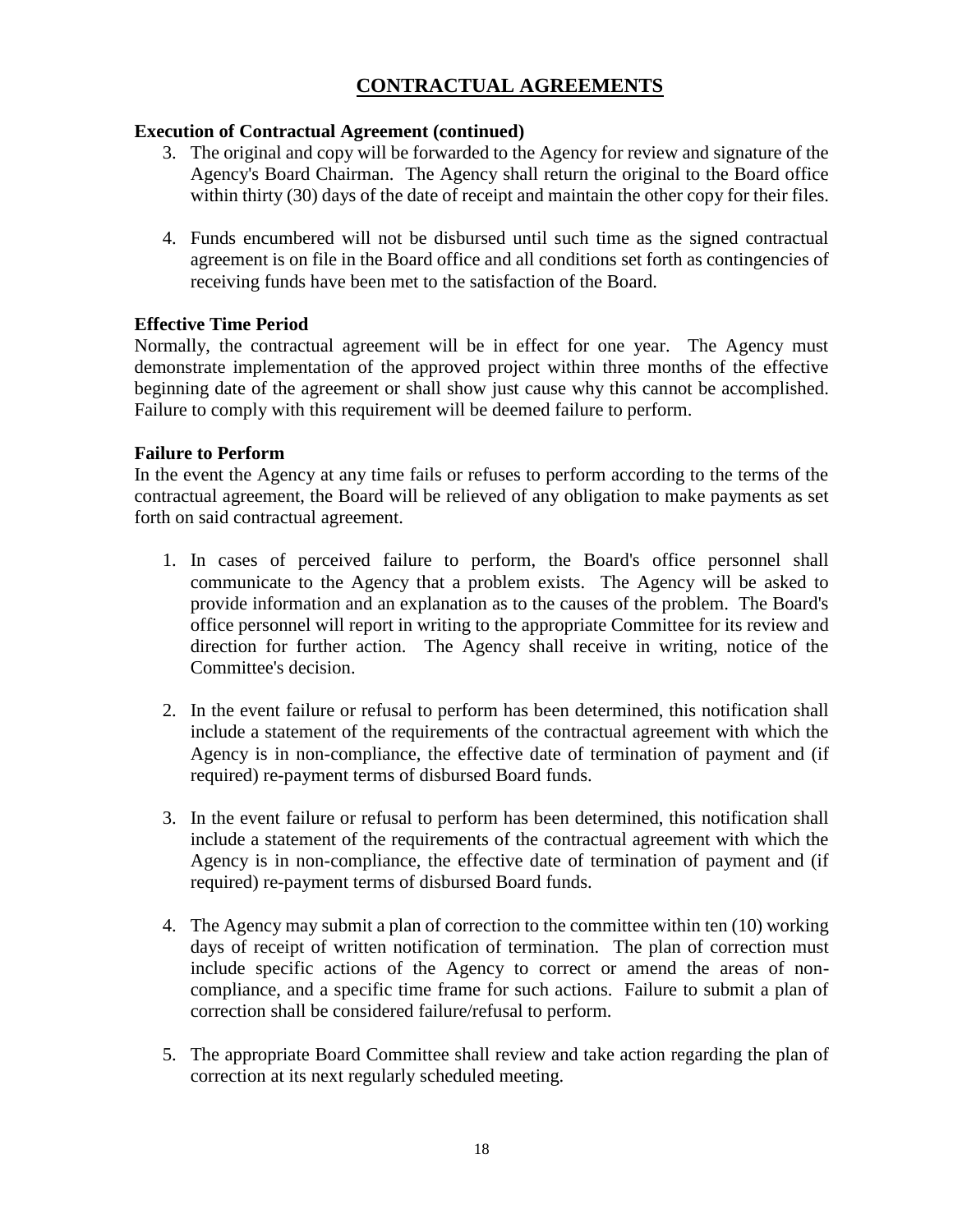# CONTRACTUAL AGREEMENTS

**Execution of Contractual Agreement (continued)**

3. The original and copy will be forwarded to the Agency for review and signature of the Agency's Board Chairman. The Agency shall return the original to the Board office within thirty (30) days of the date of receipt and maintain the other copy for their files.

4. Funds encumbered will not be disbursed until such time as the signed contractual agreement is on file in the Board office and all conditions set forth as contingencies of receiving funds have been met to the satisfaction of the Board.

**Effective Time Period**

Normally, the contractual agreement will be in effect for one year. The Agency must demonstrate implementation of the approved project within three months of the effective beginning date of the agreement or shall show just cause why this cannot be accomplished. Failure to comply with this requirement will be deemed failure to perform.

**Failure to Perform**

In the event the Agency at any time fails or refuses to perform according to the terms of the contractual agreement, the Board will be relieved of any obligation to make payments as set forth on said contractual agreement.

1. In cases of perceived failure to perform, the Board's office personnel shall communicate to the Agency that a problem exists. The Agency will be asked to provide information and an explanation as to the causes of the problem. The Board's office personnel will report in writing to the appropriate Committee for its review and direction for further action. The Agency shall receive in writing, notice of the Committee's decision.

2. In the event failure or refusal to perform has been determined, this notification shall include a statement of the requirements of the contractual agreement with which the Agency is in non-compliance, the effective date of termination of payment and (if required) re-payment terms of disbursed Board funds.

3. In the event failure or refusal to perform has been determined, this notification shall include a statement of the requirements of the contractual agreement with which the Agency is in non-compliance, the effective date of termination of payment and (if required) re-payment terms of disbursed Board funds.

4. The Agency may submit a plan of correction to the committee within ten (10) working days of receipt of written notification of termination. The plan of correction must include specific actions of the Agency to correct or amend the areas of non-compliance, and a specific time frame for such actions. Failure to submit a plan of correction shall be considered failure/refusal to perform.

5. The appropriate Board Committee shall review and take action regarding the plan of correction at its next regularly scheduled meeting.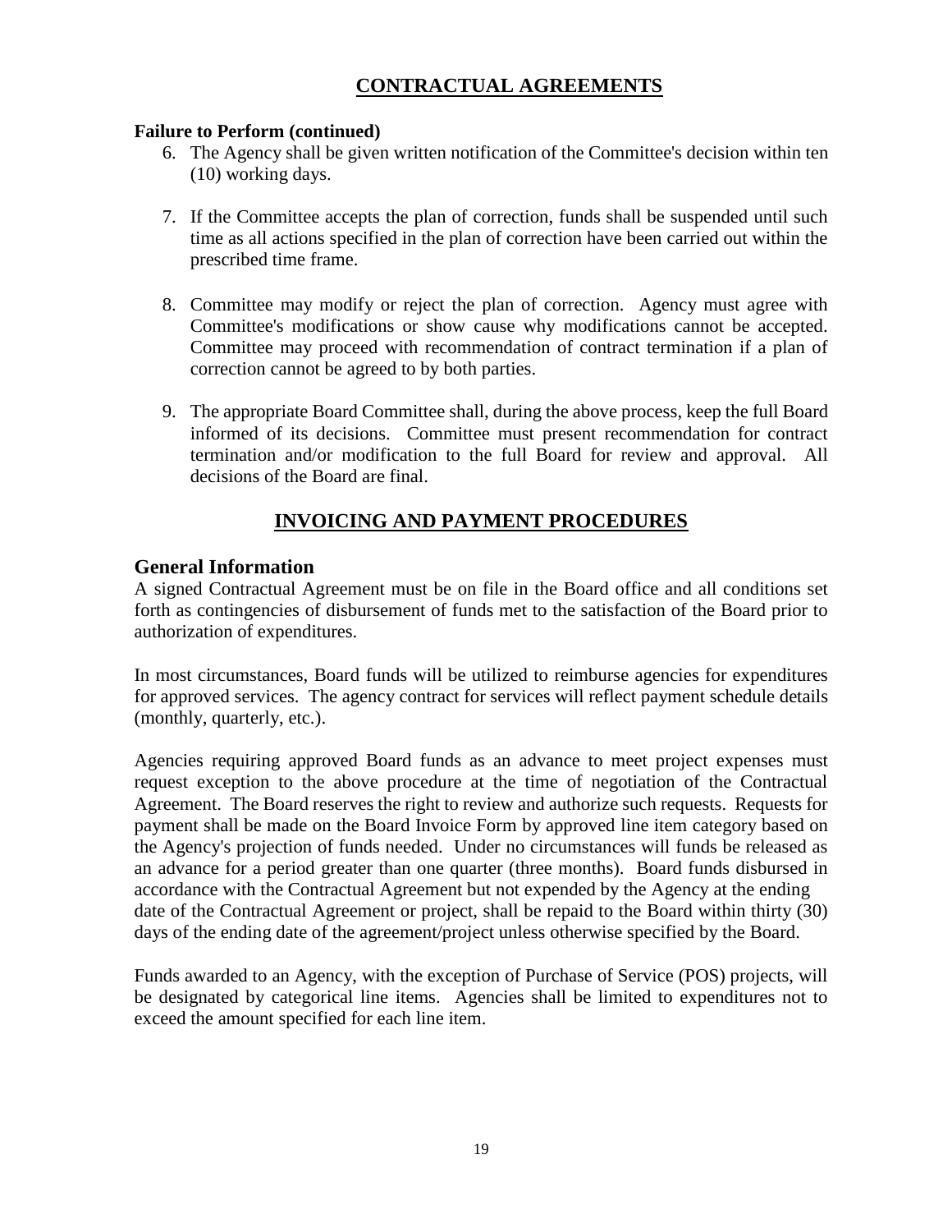# CONTRACTUAL AGREEMENTS

**Failure to Perform (continued)**

6. The Agency shall be given written notification of the Committee's decision within ten (10) working days.

7. If the Committee accepts the plan of correction, funds shall be suspended until such time as all actions specified in the plan of correction have been carried out within the prescribed time frame.

8. Committee may modify or reject the plan of correction. Agency must agree with Committee's modifications or show cause why modifications cannot be accepted. Committee may proceed with recommendation of contract termination if a plan of correction cannot be agreed to by both parties.

9. The appropriate Board Committee shall, during the above process, keep the full Board informed of its decisions. Committee must present recommendation for contract termination and/or modification to the full Board for review and approval. All decisions of the Board are final.

# INVOICING AND PAYMENT PROCEDURES

## General Information

A signed Contractual Agreement must be on file in the Board office and all conditions set forth as contingencies of disbursement of funds met to the satisfaction of the Board prior to authorization of expenditures.

In most circumstances, Board funds will be utilized to reimburse agencies for expenditures for approved services. The agency contract for services will reflect payment schedule details (monthly, quarterly, etc.).

Agencies requiring approved Board funds as an advance to meet project expenses must request exception to the above procedure at the time of negotiation of the Contractual Agreement. The Board reserves the right to review and authorize such requests. Requests for payment shall be made on the Board Invoice Form by approved line item category based on the Agency's projection of funds needed. Under no circumstances will funds be released as an advance for a period greater than one quarter (three months). Board funds disbursed in accordance with the Contractual Agreement but not expended by the Agency at the ending date of the Contractual Agreement or project, shall be repaid to the Board within thirty (30) days of the ending date of the agreement/project unless otherwise specified by the Board.

Funds awarded to an Agency, with the exception of Purchase of Service (POS) projects, will be designated by categorical line items. Agencies shall be limited to expenditures not to exceed the amount specified for each line item.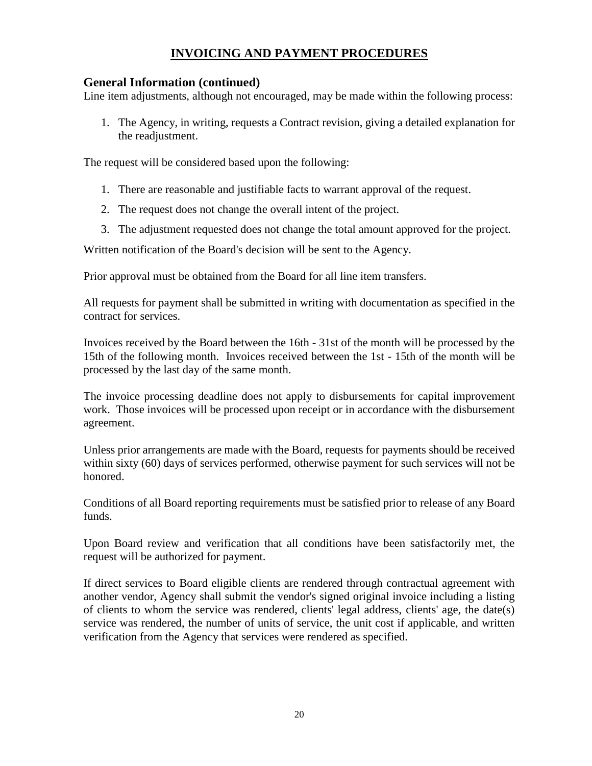# INVOICING AND PAYMENT PROCEDURES

## General Information (continued)

Line item adjustments, although not encouraged, may be made within the following process:

1. The Agency, in writing, requests a Contract revision, giving a detailed explanation for the readjustment.

The request will be considered based upon the following:

1. There are reasonable and justifiable facts to warrant approval of the request.
2. The request does not change the overall intent of the project.
3. The adjustment requested does not change the total amount approved for the project.

Written notification of the Board's decision will be sent to the Agency.

Prior approval must be obtained from the Board for all line item transfers.

All requests for payment shall be submitted in writing with documentation as specified in the contract for services.

Invoices received by the Board between the 16th - 31st of the month will be processed by the 15th of the following month. Invoices received between the 1st - 15th of the month will be processed by the last day of the same month.

The invoice processing deadline does not apply to disbursements for capital improvement work. Those invoices will be processed upon receipt or in accordance with the disbursement agreement.

Unless prior arrangements are made with the Board, requests for payments should be received within sixty (60) days of services performed, otherwise payment for such services will not be honored.

Conditions of all Board reporting requirements must be satisfied prior to release of any Board funds.

Upon Board review and verification that all conditions have been satisfactorily met, the request will be authorized for payment.

If direct services to Board eligible clients are rendered through contractual agreement with another vendor, Agency shall submit the vendor's signed original invoice including a listing of clients to whom the service was rendered, clients' legal address, clients' age, the date(s) service was rendered, the number of units of service, the unit cost if applicable, and written verification from the Agency that services were rendered as specified.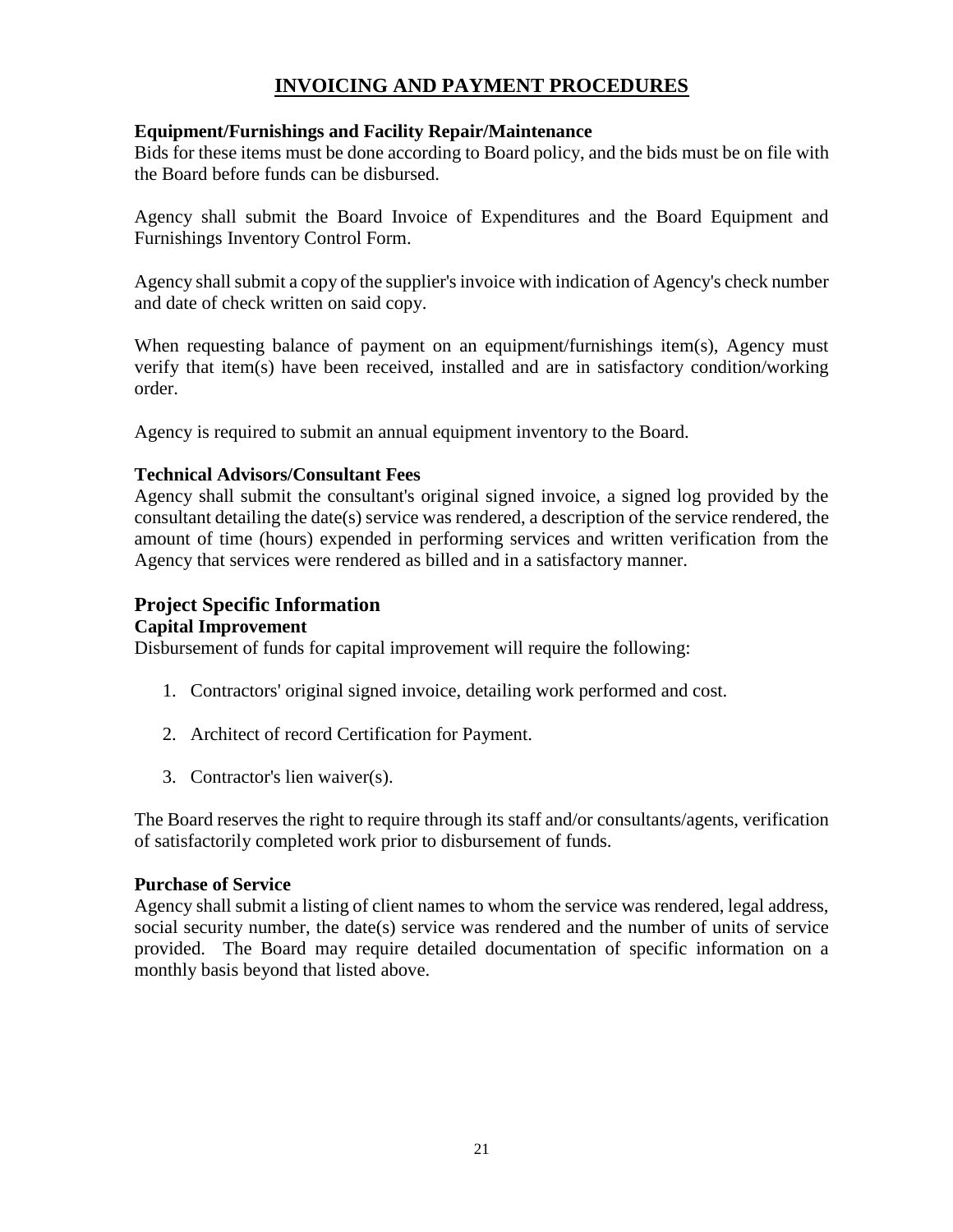# INVOICING AND PAYMENT PROCEDURES

**Equipment/Furnishings and Facility Repair/Maintenance**

Bids for these items must be done according to Board policy, and the bids must be on file with the Board before funds can be disbursed.

Agency shall submit the Board Invoice of Expenditures and the Board Equipment and Furnishings Inventory Control Form.

Agency shall submit a copy of the supplier's invoice with indication of Agency's check number and date of check written on said copy.

When requesting balance of payment on an equipment/furnishings item(s), Agency must verify that item(s) have been received, installed and are in satisfactory condition/working order.

Agency is required to submit an annual equipment inventory to the Board.

**Technical Advisors/Consultant Fees**

Agency shall submit the consultant's original signed invoice, a signed log provided by the consultant detailing the date(s) service was rendered, a description of the service rendered, the amount of time (hours) expended in performing services and written verification from the Agency that services were rendered as billed and in a satisfactory manner.

## Project Specific Information

**Capital Improvement**

Disbursement of funds for capital improvement will require the following:

1. Contractors' original signed invoice, detailing work performed and cost.
2. Architect of record Certification for Payment.
3. Contractor's lien waiver(s).

The Board reserves the right to require through its staff and/or consultants/agents, verification of satisfactorily completed work prior to disbursement of funds.

**Purchase of Service**

Agency shall submit a listing of client names to whom the service was rendered, legal address, social security number, the date(s) service was rendered and the number of units of service provided. The Board may require detailed documentation of specific information on a monthly basis beyond that listed above.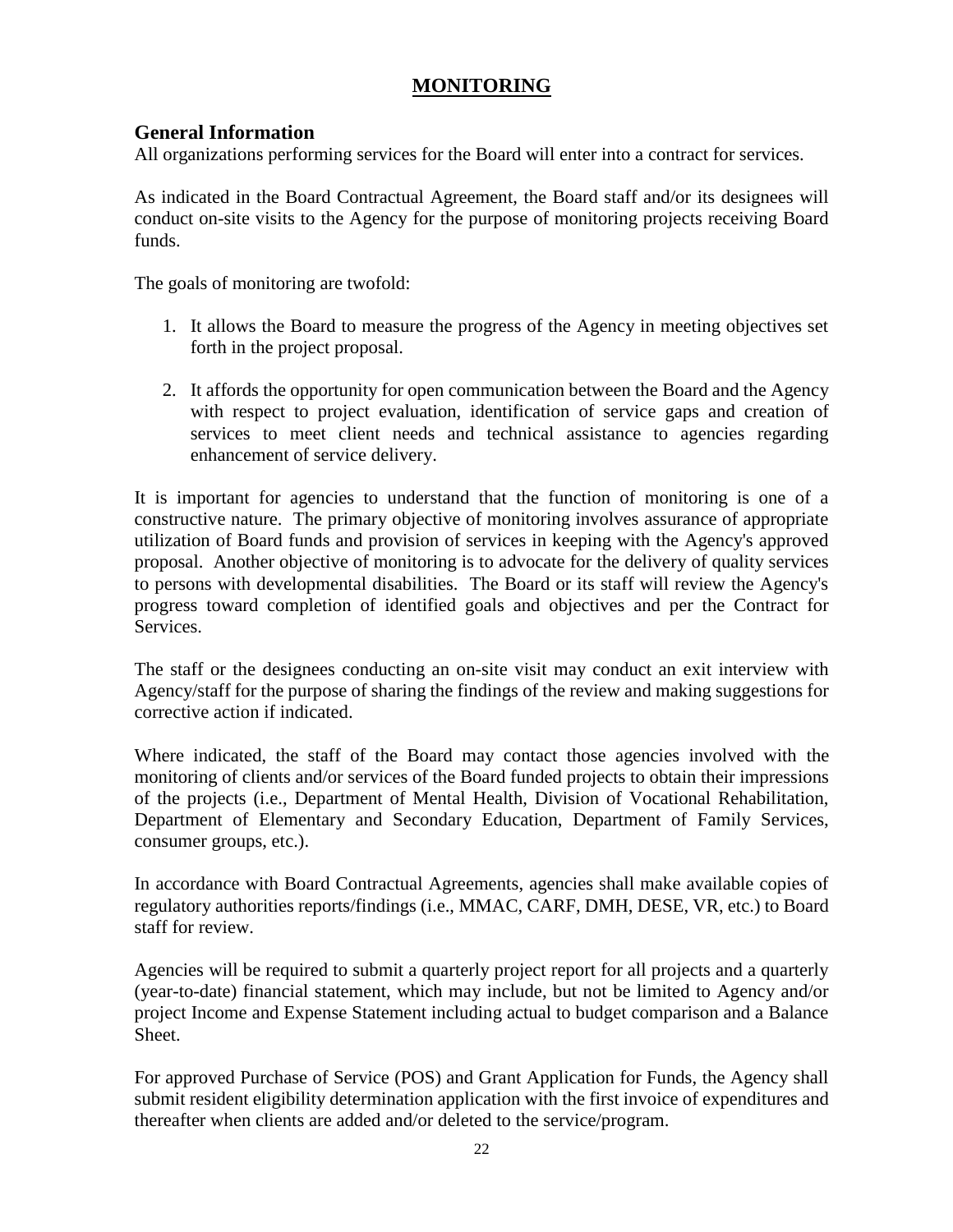# MONITORING

## General Information

All organizations performing services for the Board will enter into a contract for services.

As indicated in the Board Contractual Agreement, the Board staff and/or its designees will conduct on-site visits to the Agency for the purpose of monitoring projects receiving Board funds.

The goals of monitoring are twofold:

1. It allows the Board to measure the progress of the Agency in meeting objectives set forth in the project proposal.
2. It affords the opportunity for open communication between the Board and the Agency with respect to project evaluation, identification of service gaps and creation of services to meet client needs and technical assistance to agencies regarding enhancement of service delivery.

It is important for agencies to understand that the function of monitoring is one of a constructive nature. The primary objective of monitoring involves assurance of appropriate utilization of Board funds and provision of services in keeping with the Agency's approved proposal. Another objective of monitoring is to advocate for the delivery of quality services to persons with developmental disabilities. The Board or its staff will review the Agency's progress toward completion of identified goals and objectives and per the Contract for Services.

The staff or the designees conducting an on-site visit may conduct an exit interview with Agency/staff for the purpose of sharing the findings of the review and making suggestions for corrective action if indicated.

Where indicated, the staff of the Board may contact those agencies involved with the monitoring of clients and/or services of the Board funded projects to obtain their impressions of the projects (i.e., Department of Mental Health, Division of Vocational Rehabilitation, Department of Elementary and Secondary Education, Department of Family Services, consumer groups, etc.).

In accordance with Board Contractual Agreements, agencies shall make available copies of regulatory authorities reports/findings (i.e., MMAC, CARF, DMH, DESE, VR, etc.) to Board staff for review.

Agencies will be required to submit a quarterly project report for all projects and a quarterly (year-to-date) financial statement, which may include, but not be limited to Agency and/or project Income and Expense Statement including actual to budget comparison and a Balance Sheet.

For approved Purchase of Service (POS) and Grant Application for Funds, the Agency shall submit resident eligibility determination application with the first invoice of expenditures and thereafter when clients are added and/or deleted to the service/program.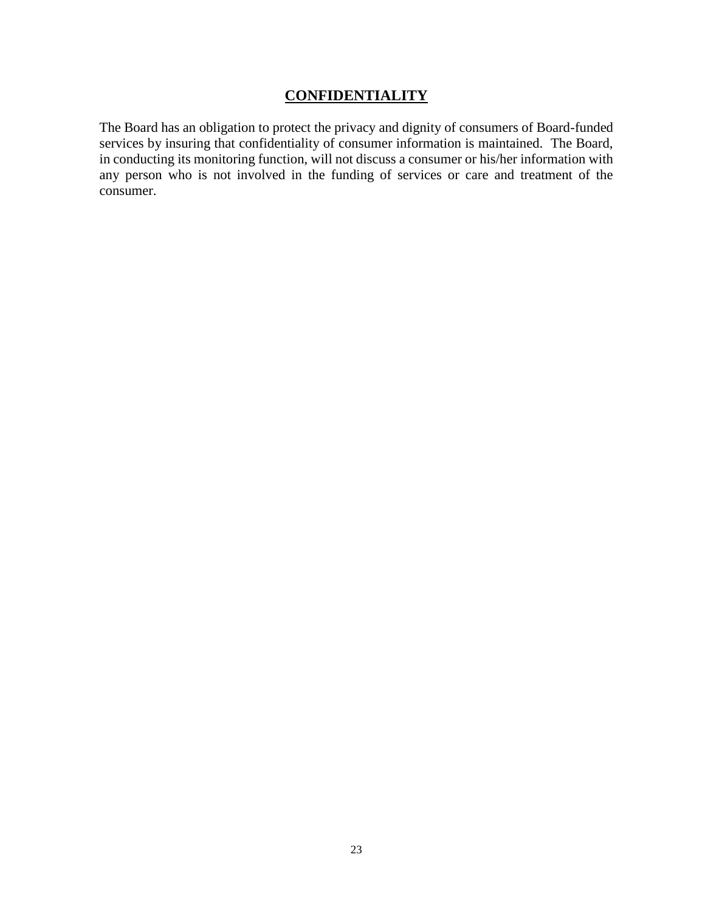## CONFIDENTIALITY

The Board has an obligation to protect the privacy and dignity of consumers of Board-funded services by insuring that confidentiality of consumer information is maintained. The Board, in conducting its monitoring function, will not discuss a consumer or his/her information with any person who is not involved in the funding of services or care and treatment of the consumer.